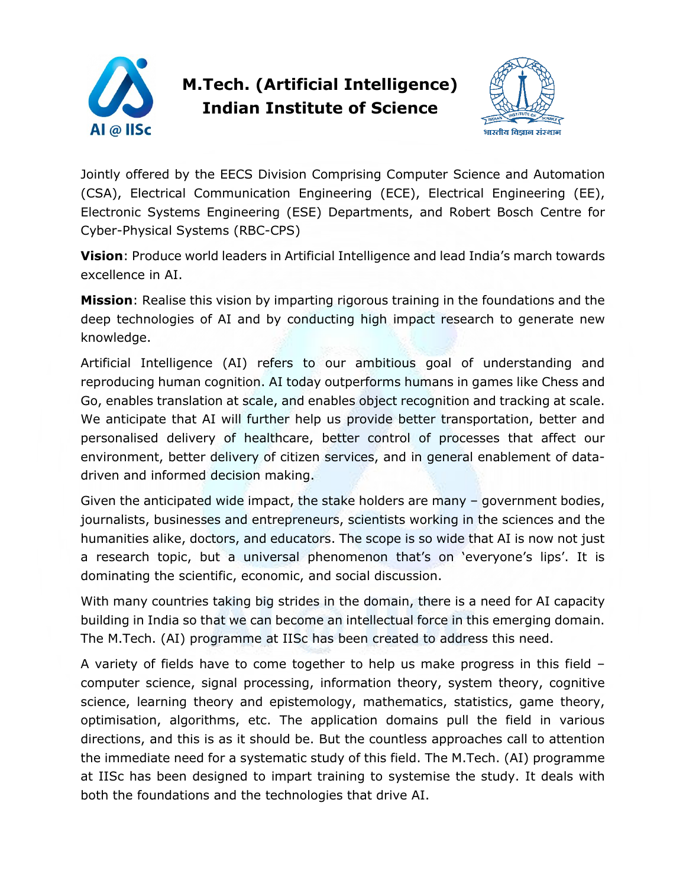# M.Tech. (Artificial Intelligence)
# Indian Institute of Science

Jointly offered by the EECS Division Comprising Computer Science and Automation (CSA), Electrical Communication Engineering (ECE), Electrical Engineering (EE), Electronic Systems Engineering (ESE) Departments, and Robert Bosch Centre for Cyber-Physical Systems (RBC-CPS)

**Vision**: Produce world leaders in Artificial Intelligence and lead India's march towards excellence in AI.

**Mission**: Realise this vision by imparting rigorous training in the foundations and the deep technologies of AI and by conducting high impact research to generate new knowledge.

Artificial Intelligence (AI) refers to our ambitious goal of understanding and reproducing human cognition. AI today outperforms humans in games like Chess and Go, enables translation at scale, and enables object recognition and tracking at scale. We anticipate that AI will further help us provide better transportation, better and personalised delivery of healthcare, better control of processes that affect our environment, better delivery of citizen services, and in general enablement of data-driven and informed decision making.

Given the anticipated wide impact, the stake holders are many – government bodies, journalists, businesses and entrepreneurs, scientists working in the sciences and the humanities alike, doctors, and educators. The scope is so wide that AI is now not just a research topic, but a universal phenomenon that's on 'everyone's lips'. It is dominating the scientific, economic, and social discussion.

With many countries taking big strides in the domain, there is a need for AI capacity building in India so that we can become an intellectual force in this emerging domain. The M.Tech. (AI) programme at IISc has been created to address this need.

A variety of fields have to come together to help us make progress in this field – computer science, signal processing, information theory, system theory, cognitive science, learning theory and epistemology, mathematics, statistics, game theory, optimisation, algorithms, etc. The application domains pull the field in various directions, and this is as it should be. But the countless approaches call to attention the immediate need for a systematic study of this field. The M.Tech. (AI) programme at IISc has been designed to impart training to systemise the study. It deals with both the foundations and the technologies that drive AI.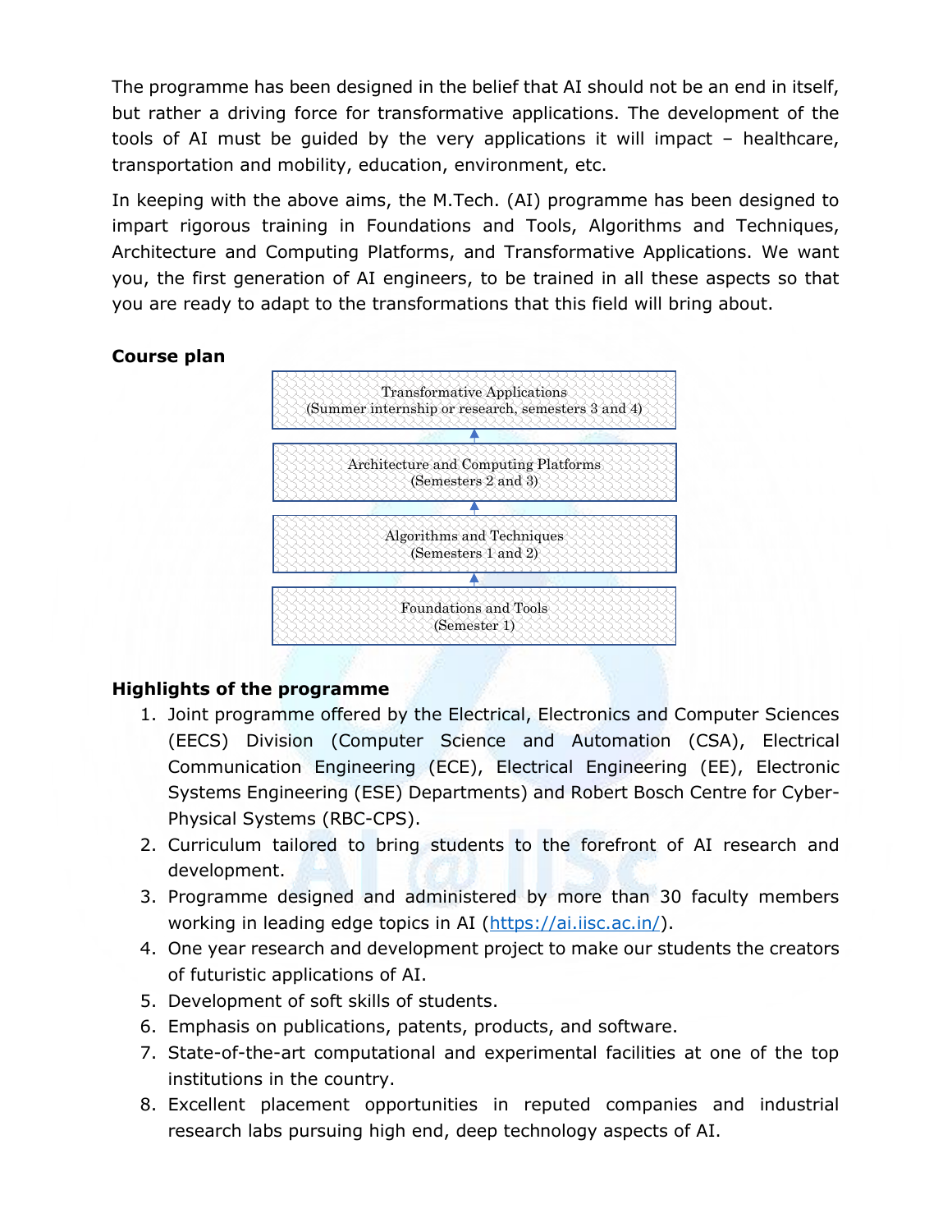The programme has been designed in the belief that AI should not be an end in itself, but rather a driving force for transformative applications. The development of the tools of AI must be guided by the very applications it will impact – healthcare, transportation and mobility, education, environment, etc.

In keeping with the above aims, the M.Tech. (AI) programme has been designed to impart rigorous training in Foundations and Tools, Algorithms and Techniques, Architecture and Computing Platforms, and Transformative Applications. We want you, the first generation of AI engineers, to be trained in all these aspects so that you are ready to adapt to the transformations that this field will bring about.

**Course plan**

Transformative Applications
(Summer internship or research, semesters 3 and 4)

Architecture and Computing Platforms
(Semesters 2 and 3)

Algorithms and Techniques
(Semesters 1 and 2)

Foundations and Tools
(Semester 1)

**Highlights of the programme**

1. Joint programme offered by the Electrical, Electronics and Computer Sciences (EECS) Division (Computer Science and Automation (CSA), Electrical Communication Engineering (ECE), Electrical Engineering (EE), Electronic Systems Engineering (ESE) Departments) and Robert Bosch Centre for Cyber-Physical Systems (RBC-CPS).
2. Curriculum tailored to bring students to the forefront of AI research and development.
3. Programme designed and administered by more than 30 faculty members working in leading edge topics in AI (https://ai.iisc.ac.in/).
4. One year research and development project to make our students the creators of futuristic applications of AI.
5. Development of soft skills of students.
6. Emphasis on publications, patents, products, and software.
7. State-of-the-art computational and experimental facilities at one of the top institutions in the country.
8. Excellent placement opportunities in reputed companies and industrial research labs pursuing high end, deep technology aspects of AI.